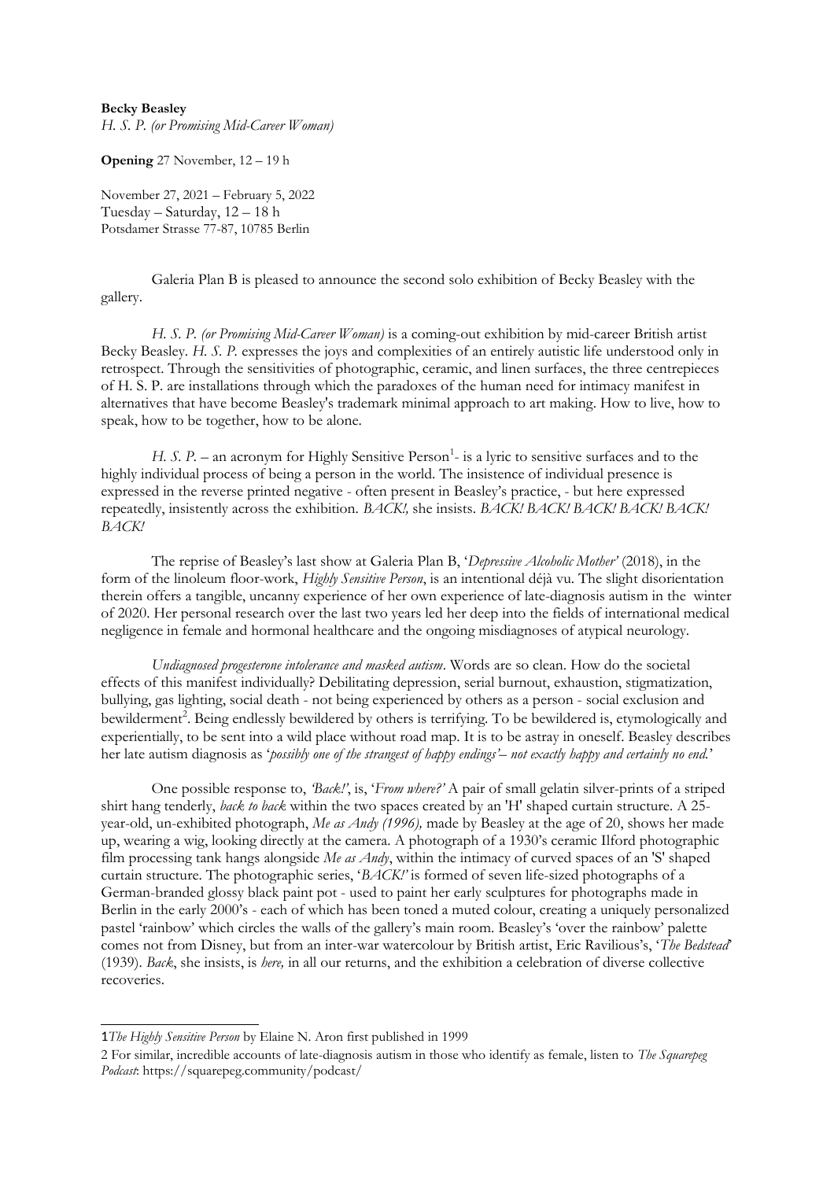**Becky Beasley**
*H. S. P. (or Promising Mid-Career Woman)*

**Opening** 27 November, 12 – 19 h

November 27, 2021 – February 5, 2022
Tuesday – Saturday, 12 – 18 h
Potsdamer Strasse 77-87, 10785 Berlin

Galeria Plan B is pleased to announce the second solo exhibition of Becky Beasley with the gallery.

*H. S. P. (or Promising Mid-Career Woman)* is a coming-out exhibition by mid-career British artist Becky Beasley. *H. S. P.* expresses the joys and complexities of an entirely autistic life understood only in retrospect. Through the sensitivities of photographic, ceramic, and linen surfaces, the three centrepieces of H. S. P. are installations through which the paradoxes of the human need for intimacy manifest in alternatives that have become Beasley's trademark minimal approach to art making. How to live, how to speak, how to be together, how to be alone.

*H. S. P.* – an acronym for Highly Sensitive Person[1]- is a lyric to sensitive surfaces and to the highly individual process of being a person in the world. The insistence of individual presence is expressed in the reverse printed negative - often present in Beasley's practice, - but here expressed repeatedly, insistently across the exhibition. *BACK!,* she insists. *BACK! BACK! BACK! BACK! BACK! BACK!*

The reprise of Beasley's last show at Galeria Plan B, '*Depressive Alcoholic Mother'* (2018), in the form of the linoleum floor-work, *Highly Sensitive Person*, is an intentional déjà vu. The slight disorientation therein offers a tangible, uncanny experience of her own experience of late-diagnosis autism in the winter of 2020. Her personal research over the last two years led her deep into the fields of international medical negligence in female and hormonal healthcare and the ongoing misdiagnoses of atypical neurology.

*Undiagnosed progesterone intolerance and masked autism*. Words are so clean. How do the societal effects of this manifest individually? Debilitating depression, serial burnout, exhaustion, stigmatization, bullying, gas lighting, social death - not being experienced by others as a person - social exclusion and bewilderment[2]. Being endlessly bewildered by others is terrifying. To be bewildered is, etymologically and experientially, to be sent into a wild place without road map. It is to be astray in oneself. Beasley describes her late autism diagnosis as '*possibly one of the strangest of happy endings'– not exactly happy and certainly no end.*'

One possible response to, *'Back!'*, is, '*From where?'* A pair of small gelatin silver-prints of a striped shirt hang tenderly, *back to back* within the two spaces created by an 'H' shaped curtain structure. A 25-year-old, un-exhibited photograph, *Me as Andy (1996),* made by Beasley at the age of 20, shows her made up, wearing a wig, looking directly at the camera. A photograph of a 1930's ceramic Ilford photographic film processing tank hangs alongside *Me as Andy*, within the intimacy of curved spaces of an 'S' shaped curtain structure. The photographic series, '*BACK!'* is formed of seven life-sized photographs of a German-branded glossy black paint pot - used to paint her early sculptures for photographs made in Berlin in the early 2000's - each of which has been toned a muted colour, creating a uniquely personalized pastel 'rainbow' which circles the walls of the gallery's main room. Beasley's 'over the rainbow' palette comes not from Disney, but from an inter-war watercolour by British artist, Eric Ravilious's, '*The Bedstead*' (1939). *Back*, she insists, is *here,* in all our returns, and the exhibition a celebration of diverse collective recoveries.

---

1 *The Highly Sensitive Person* by Elaine N. Aron first published in 1999

2 For similar, incredible accounts of late-diagnosis autism in those who identify as female, listen to *The Squarepeg Podcast*: https://squarepeg.community/podcast/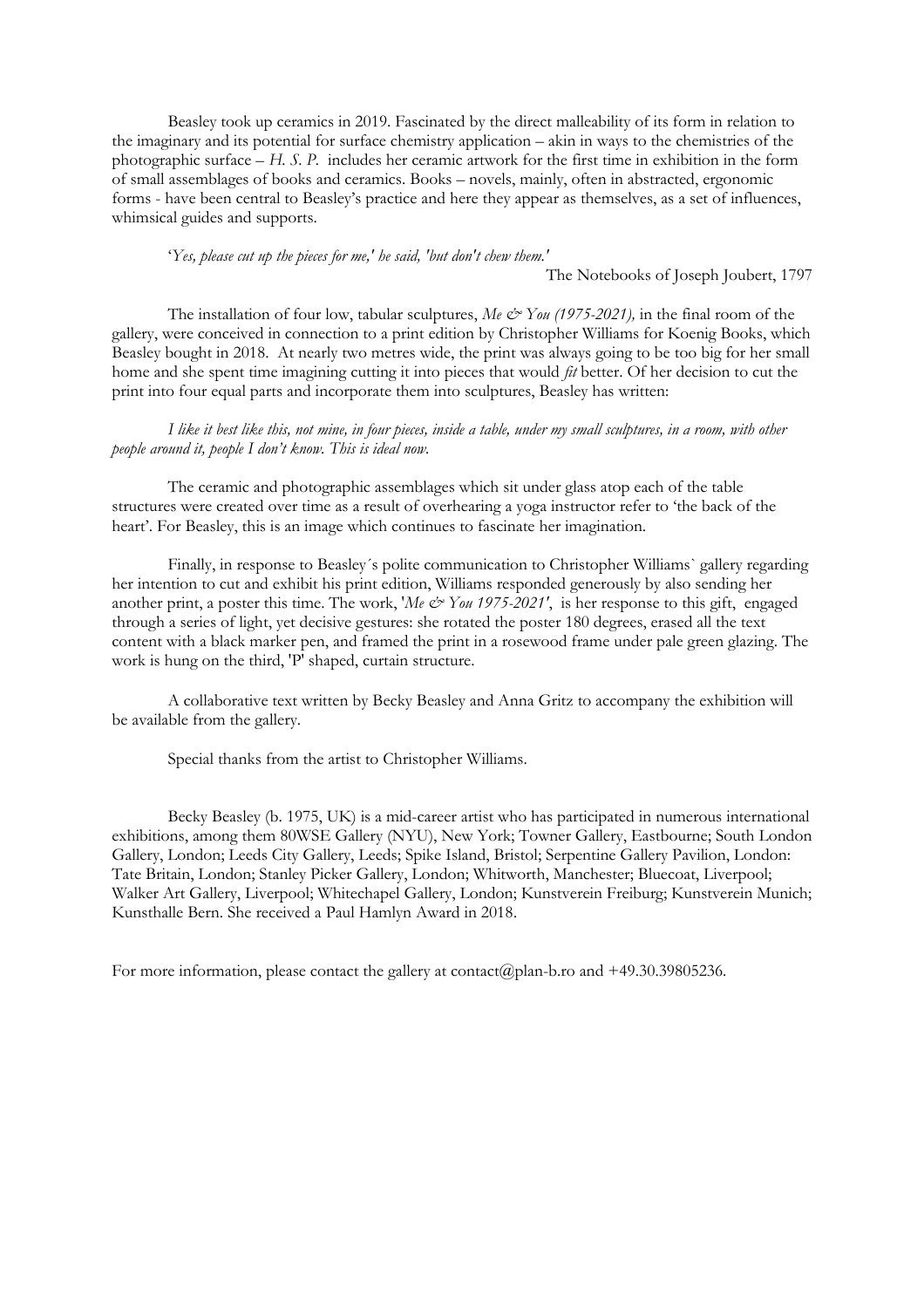Beasley took up ceramics in 2019. Fascinated by the direct malleability of its form in relation to the imaginary and its potential for surface chemistry application – akin in ways to the chemistries of the photographic surface – *H. S. P.* includes her ceramic artwork for the first time in exhibition in the form of small assemblages of books and ceramics. Books – novels, mainly, often in abstracted, ergonomic forms - have been central to Beasley's practice and here they appear as themselves, as a set of influences, whimsical guides and supports.

'*Yes, please cut up the pieces for me,' he said, 'but don't chew them.'*

The Notebooks of Joseph Joubert, 1797

The installation of four low, tabular sculptures, *Me & You (1975-2021),* in the final room of the gallery, were conceived in connection to a print edition by Christopher Williams for Koenig Books, which Beasley bought in 2018. At nearly two metres wide, the print was always going to be too big for her small home and she spent time imagining cutting it into pieces that would *fit* better. Of her decision to cut the print into four equal parts and incorporate them into sculptures, Beasley has written:

*I like it best like this, not mine, in four pieces, inside a table, under my small sculptures, in a room, with other people around it, people I don't know. This is ideal now.*

The ceramic and photographic assemblages which sit under glass atop each of the table structures were created over time as a result of overhearing a yoga instructor refer to 'the back of the heart'. For Beasley, this is an image which continues to fascinate her imagination.

Finally, in response to Beasley´s polite communication to Christopher Williams` gallery regarding her intention to cut and exhibit his print edition, Williams responded generously by also sending her another print, a poster this time. The work, '*Me & You 1975-2021'*, is her response to this gift, engaged through a series of light, yet decisive gestures: she rotated the poster 180 degrees, erased all the text content with a black marker pen, and framed the print in a rosewood frame under pale green glazing. The work is hung on the third, 'P' shaped, curtain structure.

A collaborative text written by Becky Beasley and Anna Gritz to accompany the exhibition will be available from the gallery.

Special thanks from the artist to Christopher Williams.

Becky Beasley (b. 1975, UK) is a mid-career artist who has participated in numerous international exhibitions, among them 80WSE Gallery (NYU), New York; Towner Gallery, Eastbourne; South London Gallery, London; Leeds City Gallery, Leeds; Spike Island, Bristol; Serpentine Gallery Pavilion, London: Tate Britain, London; Stanley Picker Gallery, London; Whitworth, Manchester; Bluecoat, Liverpool; Walker Art Gallery, Liverpool; Whitechapel Gallery, London; Kunstverein Freiburg; Kunstverein Munich; Kunsthalle Bern. She received a Paul Hamlyn Award in 2018.

For more information, please contact the gallery at contact@plan-b.ro and +49.30.39805236.